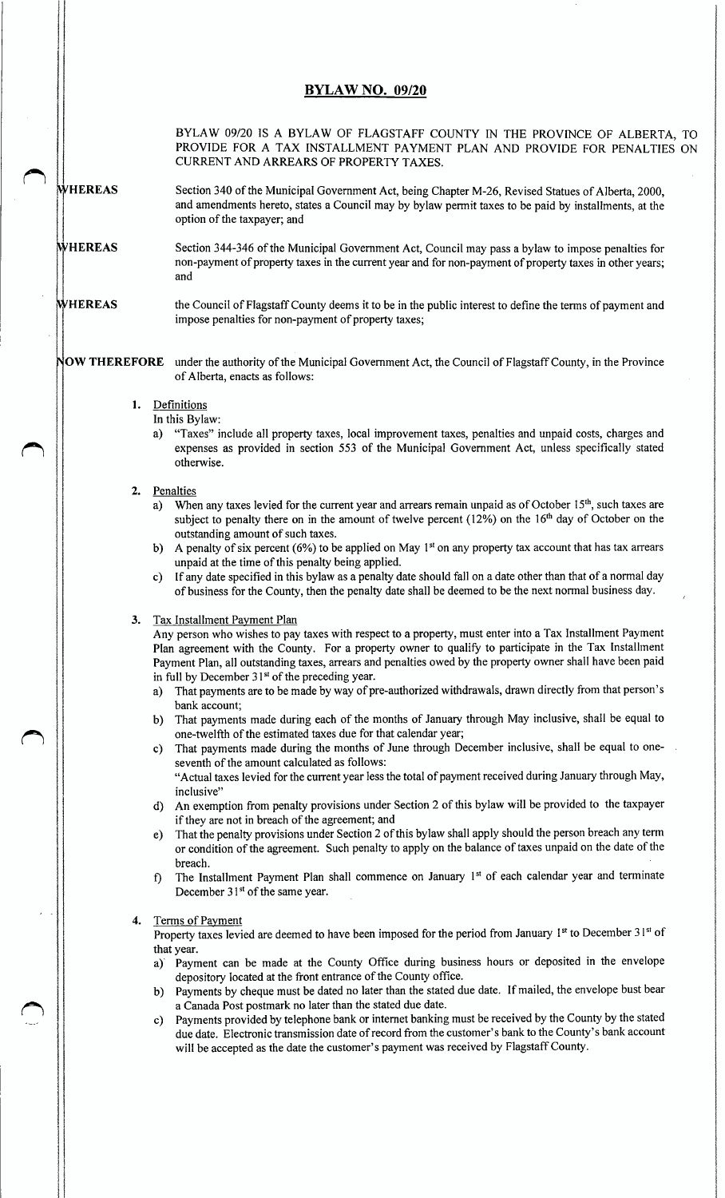# BYLAW NO. 09/20

BYLAW 09/20 IS A BYLAW OF FLAGSTAFF COUNTY IN THE PROVINCE OF ALBERTA, TO PROVIDE FOR A TAX INSTALLMENT PAYMENT PLAN AND PROVIDE FOR PENALTIES ON CURRENT AND ARREARS OF PROPERTY TAXES.

**WHEREAS** Section 340 of the Municipal Government Act, being Chapter M-26, Revised Statues of Alberta, 2000, and amendments hereto, states a Council may by bylaw permit taxes to be paid by installments, at the option of the taxpayer; and

**WHEREAS** Section 344-346 of the Municipal Government Act, Council may pass a bylaw to impose penalties for non-payment of property taxes in the current year and for non-payment of property taxes in other years; and

**WHEREAS** the Council of Flagstaff County deems it to be in the public interest to define the terms of payment and impose penalties for non-payment of property taxes;

**NOW THEREFORE** under the authority of the Municipal Government Act, the Council of Flagstaff County, in the Province of Alberta, enacts as follows:

1. Definitions

   In this Bylaw:

   a) "Taxes" include all property taxes, local improvement taxes, penalties and unpaid costs, charges and expenses as provided in section 553 of the Municipal Government Act, unless specifically stated otherwise.

2. Penalties

   a) When any taxes levied for the current year and arrears remain unpaid as of October 15th, such taxes are subject to penalty there on in the amount of twelve percent (12%) on the 16th day of October on the outstanding amount of such taxes.

   b) A penalty of six percent (6%) to be applied on May 1st on any property tax account that has tax arrears unpaid at the time of this penalty being applied.

   c) If any date specified in this bylaw as a penalty date should fall on a date other than that of a normal day of business for the County, then the penalty date shall be deemed to be the next normal business day.

3. Tax Installment Payment Plan

   Any person who wishes to pay taxes with respect to a property, must enter into a Tax Installment Payment Plan agreement with the County. For a property owner to qualify to participate in the Tax Installment Payment Plan, all outstanding taxes, arrears and penalties owed by the property owner shall have been paid in full by December 31st of the preceding year.

   a) That payments are to be made by way of pre-authorized withdrawals, drawn directly from that person's bank account;

   b) That payments made during each of the months of January through May inclusive, shall be equal to one-twelfth of the estimated taxes due for that calendar year;

   c) That payments made during the months of June through December inclusive, shall be equal to one-seventh of the amount calculated as follows:

      "Actual taxes levied for the current year less the total of payment received during January through May, inclusive"

   d) An exemption from penalty provisions under Section 2 of this bylaw will be provided to the taxpayer if they are not in breach of the agreement; and

   e) That the penalty provisions under Section 2 of this bylaw shall apply should the person breach any term or condition of the agreement. Such penalty to apply on the balance of taxes unpaid on the date of the breach.

   f) The Installment Payment Plan shall commence on January 1st of each calendar year and terminate December 31st of the same year.

4. Terms of Payment

   Property taxes levied are deemed to have been imposed for the period from January 1st to December 31st of that year.

   a) Payment can be made at the County Office during business hours or deposited in the envelope depository located at the front entrance of the County office.

   b) Payments by cheque must be dated no later than the stated due date. If mailed, the envelope bust bear a Canada Post postmark no later than the stated due date.

   c) Payments provided by telephone bank or internet banking must be received by the County by the stated due date. Electronic transmission date of record from the customer's bank to the County's bank account will be accepted as the date the customer's payment was received by Flagstaff County.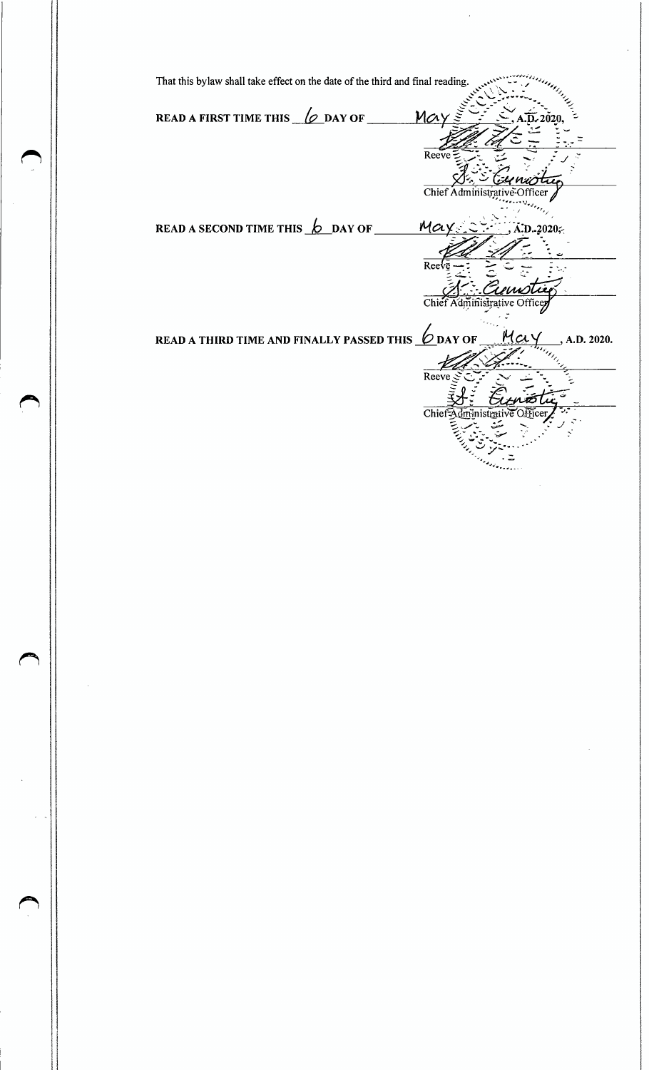That this bylaw shall take effect on the date of the third and final reading.

**READ A FIRST TIME THIS 6 DAY OF May, A.D. 2020.**

Reeve

Chief Administrative Officer

**READ A SECOND TIME THIS 6 DAY OF May, A.D. 2020.**

Reeve

Chief Administrative Officer

**READ A THIRD TIME AND FINALLY PASSED THIS 6 DAY OF May, A.D. 2020.**

Reeve

Chief Administrative Officer